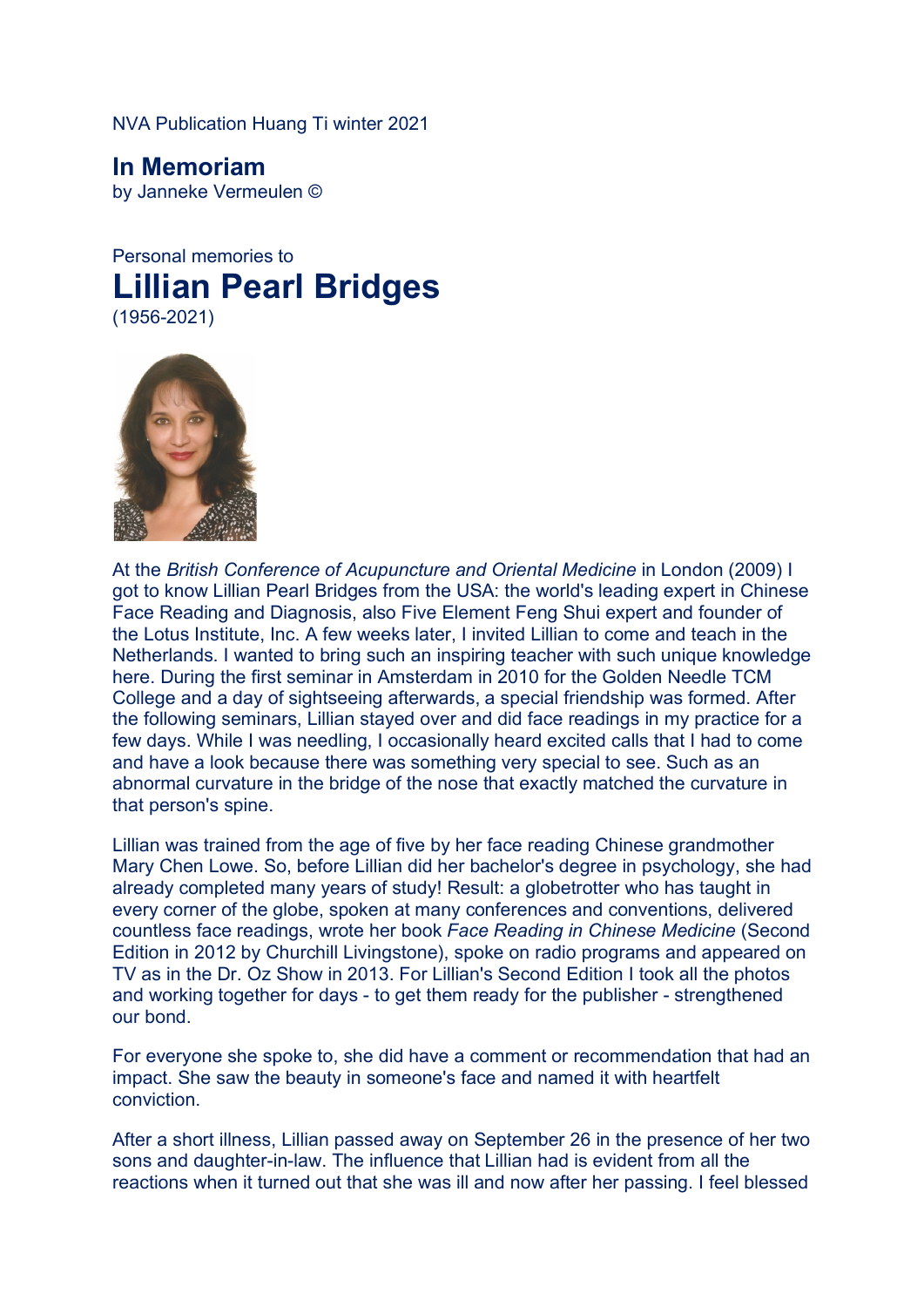NVA Publication Huang Ti winter 2021

## In Memoriam

by Janneke Vermeulen ©

Personal memories to

# Lillian Pearl Bridges

(1956-2021)

At the *British Conference of Acupuncture and Oriental Medicine* in London (2009) I got to know Lillian Pearl Bridges from the USA: the world's leading expert in Chinese Face Reading and Diagnosis, also Five Element Feng Shui expert and founder of the Lotus Institute, Inc. A few weeks later, I invited Lillian to come and teach in the Netherlands. I wanted to bring such an inspiring teacher with such unique knowledge here. During the first seminar in Amsterdam in 2010 for the Golden Needle TCM College and a day of sightseeing afterwards, a special friendship was formed. After the following seminars, Lillian stayed over and did face readings in my practice for a few days. While I was needling, I occasionally heard excited calls that I had to come and have a look because there was something very special to see. Such as an abnormal curvature in the bridge of the nose that exactly matched the curvature in that person's spine.

Lillian was trained from the age of five by her face reading Chinese grandmother Mary Chen Lowe. So, before Lillian did her bachelor's degree in psychology, she had already completed many years of study! Result: a globetrotter who has taught in every corner of the globe, spoken at many conferences and conventions, delivered countless face readings, wrote her book *Face Reading in Chinese Medicine* (Second Edition in 2012 by Churchill Livingstone), spoke on radio programs and appeared on TV as in the Dr. Oz Show in 2013. For Lillian's Second Edition I took all the photos and working together for days - to get them ready for the publisher - strengthened our bond.

For everyone she spoke to, she did have a comment or recommendation that had an impact. She saw the beauty in someone's face and named it with heartfelt conviction.

After a short illness, Lillian passed away on September 26 in the presence of her two sons and daughter-in-law. The influence that Lillian had is evident from all the reactions when it turned out that she was ill and now after her passing. I feel blessed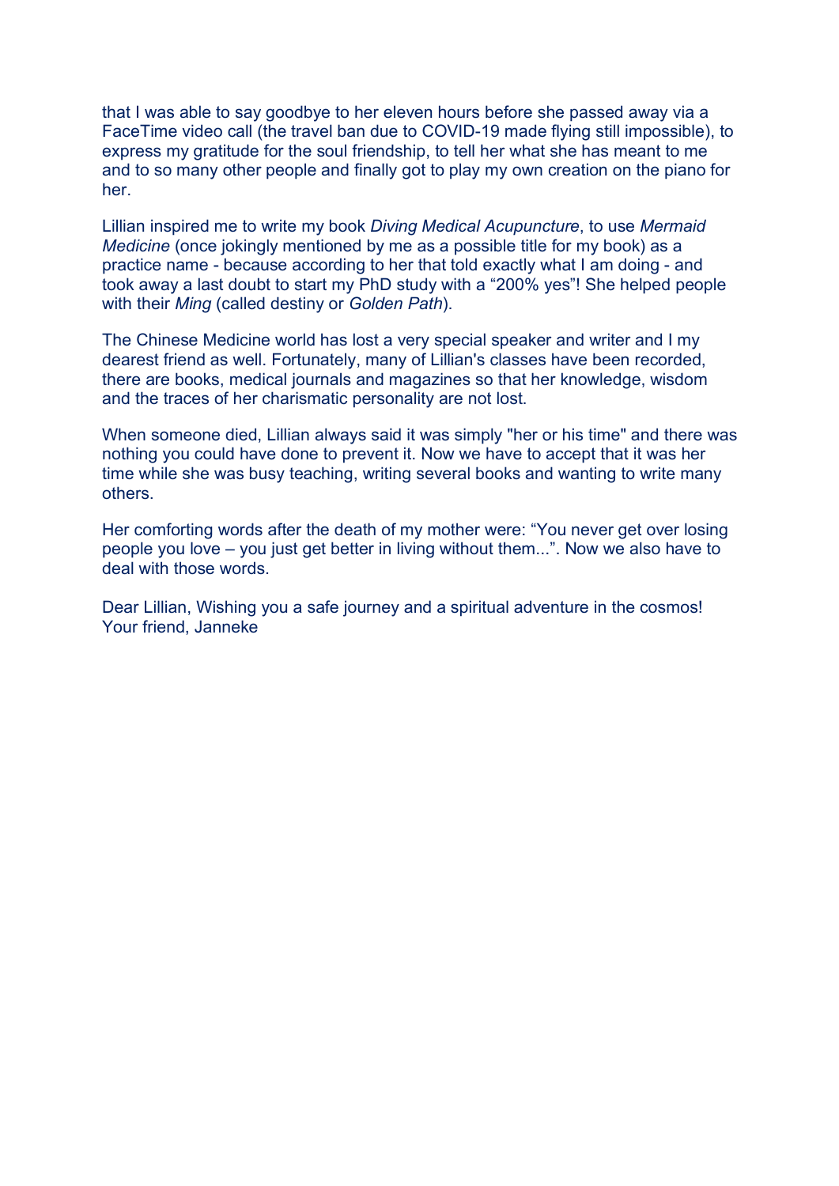that I was able to say goodbye to her eleven hours before she passed away via a FaceTime video call (the travel ban due to COVID-19 made flying still impossible), to express my gratitude for the soul friendship, to tell her what she has meant to me and to so many other people and finally got to play my own creation on the piano for her.

Lillian inspired me to write my book *Diving Medical Acupuncture*, to use *Mermaid Medicine* (once jokingly mentioned by me as a possible title for my book) as a practice name - because according to her that told exactly what I am doing - and took away a last doubt to start my PhD study with a “200% yes”! She helped people with their *Ming* (called destiny or *Golden Path*).

The Chinese Medicine world has lost a very special speaker and writer and I my dearest friend as well. Fortunately, many of Lillian's classes have been recorded, there are books, medical journals and magazines so that her knowledge, wisdom and the traces of her charismatic personality are not lost.

When someone died, Lillian always said it was simply "her or his time" and there was nothing you could have done to prevent it. Now we have to accept that it was her time while she was busy teaching, writing several books and wanting to write many others.

Her comforting words after the death of my mother were: “You never get over losing people you love – you just get better in living without them...”. Now we also have to deal with those words.

Dear Lillian, Wishing you a safe journey and a spiritual adventure in the cosmos!
Your friend, Janneke